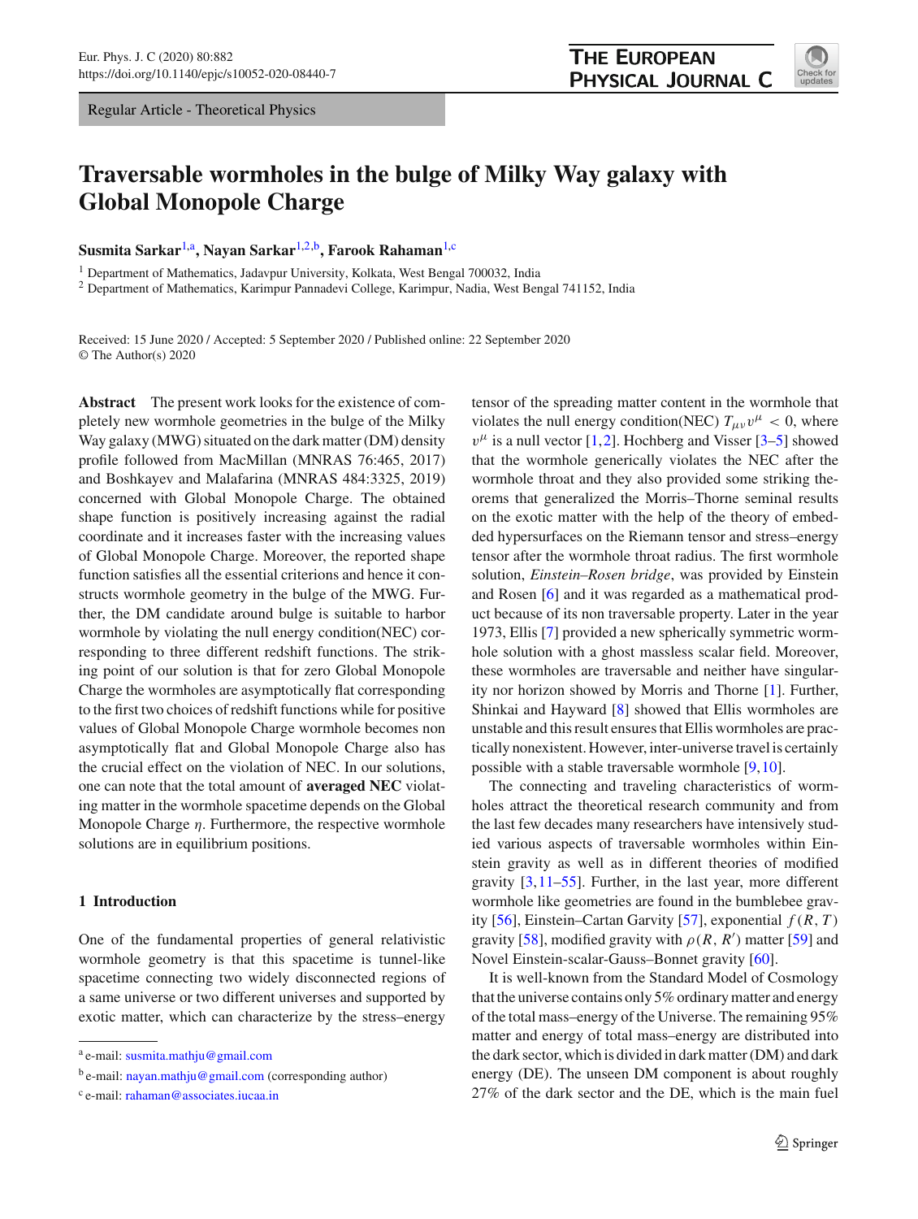Regular Article - Theoretical Physics

# Traversable wormholes in the bulge of Milky Way galaxy with Global Monopole Charge

**Susmita Sarkar**[1,a], **Nayan Sarkar**[1,2,b], **Farook Rahaman**[1,c]

[1] Department of Mathematics, Jadavpur University, Kolkata, West Bengal 700032, India
[2] Department of Mathematics, Karimpur Pannadevi College, Karimpur, Nadia, West Bengal 741152, India

Received: 15 June 2020 / Accepted: 5 September 2020 / Published online: 22 September 2020
© The Author(s) 2020

**Abstract** The present work looks for the existence of completely new wormhole geometries in the bulge of the Milky Way galaxy (MWG) situated on the dark matter (DM) density profile followed from MacMillan (MNRAS 76:465, 2017) and Boshkayev and Malafarina (MNRAS 484:3325, 2019) concerned with Global Monopole Charge. The obtained shape function is positively increasing against the radial coordinate and it increases faster with the increasing values of Global Monopole Charge. Moreover, the reported shape function satisfies all the essential criterions and hence it constructs wormhole geometry in the bulge of the MWG. Further, the DM candidate around bulge is suitable to harbor wormhole by violating the null energy condition(NEC) corresponding to three different redshift functions. The striking point of our solution is that for zero Global Monopole Charge the wormholes are asymptotically flat corresponding to the first two choices of redshift functions while for positive values of Global Monopole Charge wormhole becomes non asymptotically flat and Global Monopole Charge also has the crucial effect on the violation of NEC. In our solutions, one can note that the total amount of **averaged NEC** violating matter in the wormhole spacetime depends on the Global Monopole Charge $\eta$. Furthermore, the respective wormhole solutions are in equilibrium positions.

## 1 Introduction

One of the fundamental properties of general relativistic wormhole geometry is that this spacetime is tunnel-like spacetime connecting two widely disconnected regions of a same universe or two different universes and supported by exotic matter, which can characterize by the stress–energy tensor of the spreading matter content in the wormhole that violates the null energy condition(NEC) $T_{\mu\nu}v^{\mu} < 0$, where $v^{\mu}$ is a null vector [1,2]. Hochberg and Visser [3–5] showed that the wormhole generically violates the NEC after the wormhole throat and they also provided some striking theorems that generalized the Morris–Thorne seminal results on the exotic matter with the help of the theory of embedded hypersurfaces on the Riemann tensor and stress–energy tensor after the wormhole throat radius. The first wormhole solution, *Einstein–Rosen bridge*, was provided by Einstein and Rosen [6] and it was regarded as a mathematical product because of its non traversable property. Later in the year 1973, Ellis [7] provided a new spherically symmetric wormhole solution with a ghost massless scalar field. Moreover, these wormholes are traversable and neither have singularity nor horizon showed by Morris and Thorne [1]. Further, Shinkai and Hayward [8] showed that Ellis wormholes are unstable and this result ensures that Ellis wormholes are practically nonexistent. However, inter-universe travel is certainly possible with a stable traversable wormhole [9,10].

The connecting and traveling characteristics of wormholes attract the theoretical research community and from the last few decades many researchers have intensively studied various aspects of traversable wormholes within Einstein gravity as well as in different theories of modified gravity [3,11–55]. Further, in the last year, more different wormhole like geometries are found in the bumblebee gravity [56], Einstein–Cartan Garvity [57], exponential $f(R,T)$ gravity [58], modified gravity with $\rho(R,R')$ matter [59] and Novel Einstein-scalar-Gauss–Bonnet gravity [60].

It is well-known from the Standard Model of Cosmology that the universe contains only 5% ordinary matter and energy of the total mass–energy of the Universe. The remaining 95% matter and energy of total mass–energy are distributed into the dark sector, which is divided in dark matter (DM) and dark energy (DE). The unseen DM component is about roughly 27% of the dark sector and the DE, which is the main fuel

---
[a] e-mail: susmita.mathju@gmail.com
[b] e-mail: nayan.mathju@gmail.com (corresponding author)
[c] e-mail: rahaman@associates.iucaa.in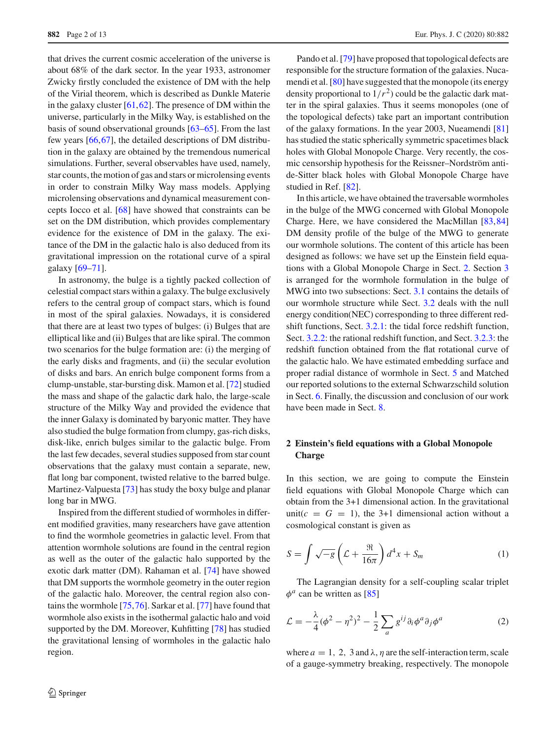that drives the current cosmic acceleration of the universe is about 68% of the dark sector. In the year 1933, astronomer Zwicky firstly concluded the existence of DM with the help of the Virial theorem, which is described as Dunkle Materie in the galaxy cluster [61,62]. The presence of DM within the universe, particularly in the Milky Way, is established on the basis of sound observational grounds [63–65]. From the last few years [66,67], the detailed descriptions of DM distribution in the galaxy are obtained by the tremendous numerical simulations. Further, several observables have used, namely, star counts, the motion of gas and stars or microlensing events in order to constrain Milky Way mass models. Applying microlensing observations and dynamical measurement concepts Iocco et al. [68] have showed that constraints can be set on the DM distribution, which provides complementary evidence for the existence of DM in the galaxy. The exitance of the DM in the galactic halo is also deduced from its gravitational impression on the rotational curve of a spiral galaxy [69–71].

In astronomy, the bulge is a tightly packed collection of celestial compact stars within a galaxy. The bulge exclusively refers to the central group of compact stars, which is found in most of the spiral galaxies. Nowadays, it is considered that there are at least two types of bulges: (i) Bulges that are elliptical like and (ii) Bulges that are like spiral. The common two scenarios for the bulge formation are: (i) the merging of the early disks and fragments, and (ii) the secular evolution of disks and bars. An enrich bulge component forms from a clump-unstable, star-bursting disk. Mamon et al. [72] studied the mass and shape of the galactic dark halo, the large-scale structure of the Milky Way and provided the evidence that the inner Galaxy is dominated by baryonic matter. They have also studied the bulge formation from clumpy, gas-rich disks, disk-like, enrich bulges similar to the galactic bulge. From the last few decades, several studies supposed from star count observations that the galaxy must contain a separate, new, flat long bar component, twisted relative to the barred bulge. Martinez-Valpuesta [73] has study the boxy bulge and planar long bar in MWG.

Inspired from the different studied of wormholes in different modified gravities, many researchers have gave attention to find the wormhole geometries in galactic level. From that attention wormhole solutions are found in the central region as well as the outer of the galactic halo supported by the exotic dark matter (DM). Rahaman et al. [74] have showed that DM supports the wormhole geometry in the outer region of the galactic halo. Moreover, the central region also contains the wormhole [75,76]. Sarkar et al. [77] have found that wormhole also exists in the isothermal galactic halo and void supported by the DM. Moreover, Kuhfitting [78] has studied the gravitational lensing of wormholes in the galactic halo region.

Pando et al. [79] have proposed that topological defects are responsible for the structure formation of the galaxies. Nucamendi et al. [80] have suggested that the monopole (its energy density proportional to $1/r^2$) could be the galactic dark matter in the spiral galaxies. Thus it seems monopoles (one of the topological defects) take part an important contribution of the galaxy formations. In the year 2003, Nueamendi [81] has studied the static spherically symmetric spacetimes black holes with Global Monopole Charge. Very recently, the cosmic censorship hypothesis for the Reissner–Nordström anti-de-Sitter black holes with Global Monopole Charge have studied in Ref. [82].

In this article, we have obtained the traversable wormholes in the bulge of the MWG concerned with Global Monopole Charge. Here, we have considered the MacMillan [83,84] DM density profile of the bulge of the MWG to generate our wormhole solutions. The content of this article has been designed as follows: we have set up the Einstein field equations with a Global Monopole Charge in Sect. 2. Section 3 is arranged for the wormhole formulation in the bulge of MWG into two subsections: Sect. 3.1 contains the details of our wormhole structure while Sect. 3.2 deals with the null energy condition(NEC) corresponding to three different redshift functions, Sect. 3.2.1: the tidal force redshift function, Sect. 3.2.2: the rational redshift function, and Sect. 3.2.3: the redshift function obtained from the flat rotational curve of the galactic halo. We have estimated embedding surface and proper radial distance of wormhole in Sect. 5 and Matched our reported solutions to the external Schwarzschild solution in Sect. 6. Finally, the discussion and conclusion of our work have been made in Sect. 8.

## 2 Einstein's field equations with a Global Monopole Charge

In this section, we are going to compute the Einstein field equations with Global Monopole Charge which can obtain from the 3+1 dimensional action. In the gravitational unit($c = G = 1$), the 3+1 dimensional action without a cosmological constant is given as

$$S = \int \sqrt{-g}\left(\mathcal{L} + \frac{\Re}{16\pi}\right) d^4x + S_m \tag{1}$$

The Lagrangian density for a self-coupling scalar triplet $\phi^a$ can be written as [85]

$$\mathcal{L} = -\frac{\lambda}{4}(\phi^2 - \eta^2)^2 - \frac{1}{2}\sum_a g^{ij}\partial_i\phi^a\partial_j\phi^a \tag{2}$$

where $a = 1, 2, 3$ and $\lambda, \eta$ are the self-interaction term, scale of a gauge-symmetry breaking, respectively. The monopole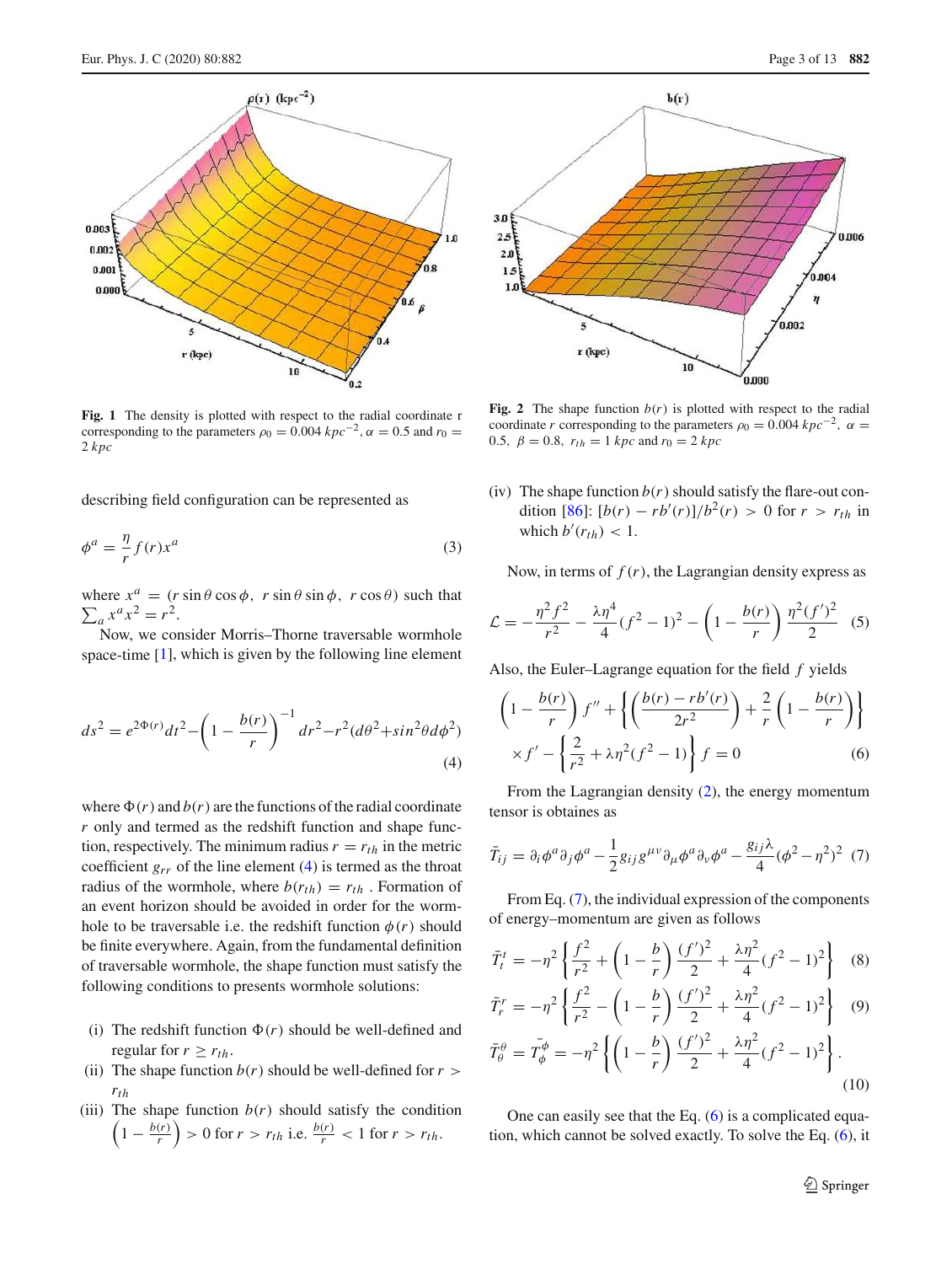Fig. 1 The density is plotted with respect to the radial coordinate r corresponding to the parameters $\rho_0 = 0.004\ kpc^{-2}$, $\alpha = 0.5$ and $r_0 = 2\ kpc$

Fig. 2 The shape function $b(r)$ is plotted with respect to the radial coordinate $r$ corresponding to the parameters $\rho_0 = 0.004\ kpc^{-2}$, $\alpha = 0.5$, $\beta = 0.8$, $r_{th} = 1\ kpc$ and $r_0 = 2\ kpc$

describing field configuration can be represented as

$$\phi^a = \frac{\eta}{r} f(r) x^a \tag{3}$$

where $x^a = (r\sin\theta\cos\phi,\ r\sin\theta\sin\phi,\ r\cos\theta)$ such that $\sum_a x^a x^2 = r^2$.

Now, we consider Morris–Thorne traversable wormhole space-time [1], which is given by the following line element

$$ds^2 = e^{2\Phi(r)}dt^2 - \left(1 - \frac{b(r)}{r}\right)^{-1} dr^2 - r^2(d\theta^2 + sin^2\theta d\phi^2) \tag{4}$$

where $\Phi(r)$ and $b(r)$ are the functions of the radial coordinate $r$ only and termed as the redshift function and shape function, respectively. The minimum radius $r = r_{th}$ in the metric coefficient $g_{rr}$ of the line element (4) is termed as the throat radius of the wormhole, where $b(r_{th}) = r_{th}$ . Formation of an event horizon should be avoided in order for the wormhole to be traversable i.e. the redshift function $\phi(r)$ should be finite everywhere. Again, from the fundamental definition of traversable wormhole, the shape function must satisfy the following conditions to presents wormhole solutions:

(i) The redshift function $\Phi(r)$ should be well-defined and regular for $r \geq r_{th}$.

(ii) The shape function $b(r)$ should be well-defined for $r > r_{th}$

(iii) The shape function $b(r)$ should satisfy the condition $\left(1 - \frac{b(r)}{r}\right) > 0$ for $r > r_{th}$ i.e. $\frac{b(r)}{r} < 1$ for $r > r_{th}$.

(iv) The shape function $b(r)$ should satisfy the flare-out condition [86]: $[b(r) - rb'(r)]/b^2(r) > 0$ for $r > r_{th}$ in which $b'(r_{th}) < 1$.

Now, in terms of $f(r)$, the Lagrangian density express as

$$\mathcal{L} = -\frac{\eta^2 f^2}{r^2} - \frac{\lambda\eta^4}{4}(f^2 - 1)^2 - \left(1 - \frac{b(r)}{r}\right)\frac{\eta^2(f')^2}{2} \tag{5}$$

Also, the Euler–Lagrange equation for the field $f$ yields

$$\left(1 - \frac{b(r)}{r}\right)f'' + \left\{\left(\frac{b(r) - rb'(r)}{2r^2}\right) + \frac{2}{r}\left(1 - \frac{b(r)}{r}\right)\right\} \times f' - \left\{\frac{2}{r^2} + \lambda\eta^2(f^2 - 1)\right\} f = 0 \tag{6}$$

From the Lagrangian density (2), the energy momentum tensor is obtaines as

$$\bar{T}_{ij} = \partial_i\phi^a\partial_j\phi^a - \frac{1}{2}g_{ij}g^{\mu\nu}\partial_\mu\phi^a\partial_\nu\phi^a - \frac{g_{ij}\lambda}{4}(\phi^2 - \eta^2)^2 \tag{7}$$

From Eq. (7), the individual expression of the components of energy–momentum are given as follows

$$\bar{T}_t^t = -\eta^2\left\{\frac{f^2}{r^2} + \left(1 - \frac{b}{r}\right)\frac{(f')^2}{2} + \frac{\lambda\eta^2}{4}(f^2 - 1)^2\right\} \tag{8}$$

$$\bar{T}_r^r = -\eta^2\left\{\frac{f^2}{r^2} - \left(1 - \frac{b}{r}\right)\frac{(f')^2}{2} + \frac{\lambda\eta^2}{4}(f^2 - 1)^2\right\} \tag{9}$$

$$\bar{T}_\theta^\theta = \bar{T}_\phi^\phi = -\eta^2\left\{\left(1 - \frac{b}{r}\right)\frac{(f')^2}{2} + \frac{\lambda\eta^2}{4}(f^2 - 1)^2\right\}. \tag{10}$$

One can easily see that the Eq. (6) is a complicated equation, which cannot be solved exactly. To solve the Eq. (6), it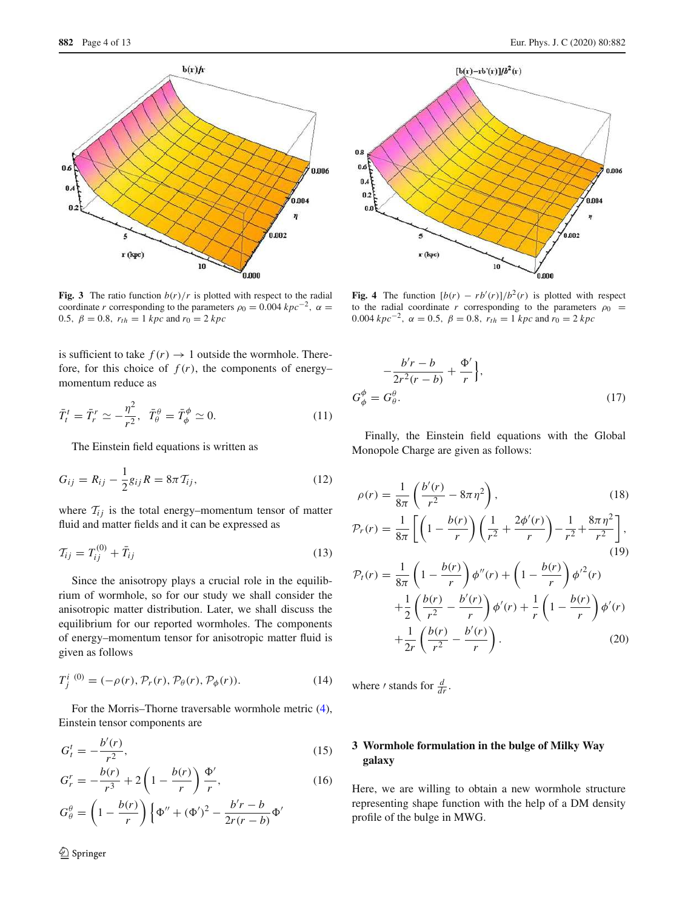**Fig. 3** The ratio function $b(r)/r$ is plotted with respect to the radial coordinate $r$ corresponding to the parameters $\rho_0 = 0.004\ kpc^{-2}$, $\alpha = 0.5$, $\beta = 0.8$, $r_{th} = 1\ kpc$ and $r_0 = 2\ kpc$

**Fig. 4** The function $[b(r) - rb'(r)]/b^2(r)$ is plotted with respect to the radial coordinate $r$ corresponding to the parameters $\rho_0 = 0.004\ kpc^{-2}$, $\alpha = 0.5$, $\beta = 0.8$, $r_{th} = 1\ kpc$ and $r_0 = 2\ kpc$

is sufficient to take $f(r) \to 1$ outside the wormhole. Therefore, for this choice of $f(r)$, the components of energy–momentum reduce as

$$\bar{T}_t^t = \bar{T}_r^r \simeq -\frac{\eta^2}{r^2}, \quad \bar{T}_\theta^\theta = \bar{T}_\phi^\phi \simeq 0. \tag{11}$$

The Einstein field equations is written as

$$G_{ij} = R_{ij} - \frac{1}{2} g_{ij} R = 8\pi \mathcal{T}_{ij}, \tag{12}$$

where $\mathcal{T}_{ij}$ is the total energy–momentum tensor of matter fluid and matter fields and it can be expressed as

$$\mathcal{T}_{ij} = T_{ij}^{(0)} + \bar{T}_{ij} \tag{13}$$

Since the anisotropy plays a crucial role in the equilibrium of wormhole, so for our study we shall consider the anisotropic matter distribution. Later, we shall discuss the equilibrium for our reported wormholes. The components of energy–momentum tensor for anisotropic matter fluid is given as follows

$$T_j^{i\ (0)} = (-\rho(r), \mathcal{P}_r(r), \mathcal{P}_\theta(r), \mathcal{P}_\phi(r)). \tag{14}$$

For the Morris–Thorne traversable wormhole metric (4), Einstein tensor components are

$$G_t^t = -\frac{b'(r)}{r^2}, \tag{15}$$

$$G_r^r = -\frac{b(r)}{r^3} + 2\left(1 - \frac{b(r)}{r}\right)\frac{\Phi'}{r}, \tag{16}$$

$$G_\theta^\theta = \left(1 - \frac{b(r)}{r}\right)\left\{\Phi'' + (\Phi')^2 - \frac{b'r - b}{2r(r-b)}\Phi' - \frac{b'r - b}{2r^2(r-b)} + \frac{\Phi'}{r}\right\},$$

$$G_\phi^\phi = G_\theta^\theta. \tag{17}$$

Finally, the Einstein field equations with the Global Monopole Charge are given as follows:

$$\rho(r) = \frac{1}{8\pi}\left(\frac{b'(r)}{r^2} - 8\pi\eta^2\right), \tag{18}$$

$$\mathcal{P}_r(r) = \frac{1}{8\pi}\left[\left(1 - \frac{b(r)}{r}\right)\left(\frac{1}{r^2} + \frac{2\phi'(r)}{r}\right) - \frac{1}{r^2} + \frac{8\pi\eta^2}{r^2}\right], \tag{19}$$

$$\begin{aligned} \mathcal{P}_t(r) = \frac{1}{8\pi}&\left(1 - \frac{b(r)}{r}\right)\phi''(r) + \left(1 - \frac{b(r)}{r}\right)\phi'^2(r) \\ &+ \frac{1}{2}\left(\frac{b(r)}{r^2} - \frac{b'(r)}{r}\right)\phi'(r) + \frac{1}{r}\left(1 - \frac{b(r)}{r}\right)\phi'(r) \\ &+ \frac{1}{2r}\left(\frac{b(r)}{r^2} - \frac{b'(r)}{r}\right). \end{aligned} \tag{20}$$

where $'$ stands for $\frac{d}{dr}$.

## 3 Wormhole formulation in the bulge of Milky Way galaxy

Here, we are willing to obtain a new wormhole structure representing shape function with the help of a DM density profile of the bulge in MWG.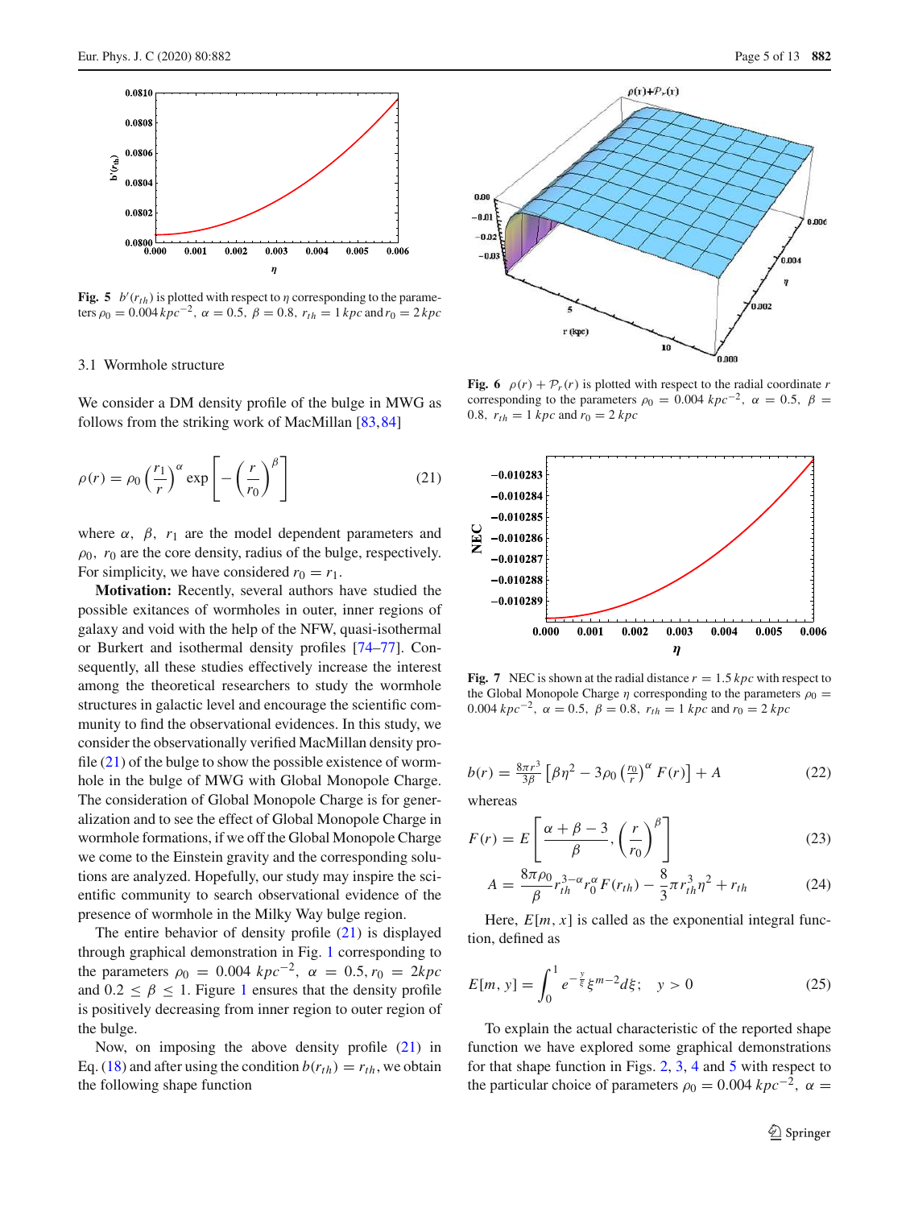Fig. 5 $b'(r_{th})$ is plotted with respect to $\eta$ corresponding to the parameters $\rho_0 = 0.004\,kpc^{-2}$, $\alpha = 0.5$, $\beta = 0.8$, $r_{th} = 1\,kpc$ and $r_0 = 2\,kpc$

### 3.1 Wormhole structure

We consider a DM density profile of the bulge in MWG as follows from the striking work of MacMillan [83,84]

$$\rho(r) = \rho_0 \left(\frac{r_1}{r}\right)^{\alpha} \exp\left[-\left(\frac{r}{r_0}\right)^{\beta}\right] \tag{21}$$

where $\alpha$, $\beta$, $r_1$ are the model dependent parameters and $\rho_0$, $r_0$ are the core density, radius of the bulge, respectively. For simplicity, we have considered $r_0 = r_1$.

**Motivation:** Recently, several authors have studied the possible exitances of wormholes in outer, inner regions of galaxy and void with the help of the NFW, quasi-isothermal or Burkert and isothermal density profiles [74–77]. Consequently, all these studies effectively increase the interest among the theoretical researchers to study the wormhole structures in galactic level and encourage the scientific community to find the observational evidences. In this study, we consider the observationally verified MacMillan density profile (21) of the bulge to show the possible existence of wormhole in the bulge of MWG with Global Monopole Charge. The consideration of Global Monopole Charge is for generalization and to see the effect of Global Monopole Charge in wormhole formations, if we off the Global Monopole Charge we come to the Einstein gravity and the corresponding solutions are analyzed. Hopefully, our study may inspire the scientific community to search observational evidence of the presence of wormhole in the Milky Way bulge region.

The entire behavior of density profile (21) is displayed through graphical demonstration in Fig. 1 corresponding to the parameters $\rho_0 = 0.004\ kpc^{-2}$, $\alpha = 0.5, r_0 = 2kpc$ and $0.2 \leq \beta \leq 1$. Figure 1 ensures that the density profile is positively decreasing from inner region to outer region of the bulge.

Now, on imposing the above density profile (21) in Eq. (18) and after using the condition $b(r_{th}) = r_{th}$, we obtain the following shape function

Fig. 6 $\rho(r) + \mathcal{P}_r(r)$ is plotted with respect to the radial coordinate $r$ corresponding to the parameters $\rho_0 = 0.004\ kpc^{-2}$, $\alpha = 0.5$, $\beta = 0.8$, $r_{th} = 1\ kpc$ and $r_0 = 2\ kpc$

Fig. 7 NEC is shown at the radial distance $r = 1.5\ kpc$ with respect to the Global Monopole Charge $\eta$ corresponding to the parameters $\rho_0 = 0.004\ kpc^{-2}$, $\alpha = 0.5$, $\beta = 0.8$, $r_{th} = 1\ kpc$ and $r_0 = 2\ kpc$

$$b(r) = \tfrac{8\pi r^3}{3\beta}\left[\beta\eta^2 - 3\rho_0\left(\tfrac{r_0}{r}\right)^{\alpha} F(r)\right] + A \tag{22}$$

whereas

$$F(r) = E\left[\frac{\alpha+\beta-3}{\beta}, \left(\frac{r}{r_0}\right)^{\beta}\right] \tag{23}$$

$$A = \frac{8\pi\rho_0}{\beta} r_{th}^{3-\alpha} r_0^{\alpha} F(r_{th}) - \frac{8}{3}\pi r_{th}^3 \eta^2 + r_{th} \tag{24}$$

Here, $E[m, x]$ is called as the exponential integral function, defined as

$$E[m, y] = \int_0^1 e^{-\frac{y}{\xi}} \xi^{m-2} d\xi; \quad y > 0 \tag{25}$$

To explain the actual characteristic of the reported shape function we have explored some graphical demonstrations for that shape function in Figs. 2, 3, 4 and 5 with respect to the particular choice of parameters $\rho_0 = 0.004\ kpc^{-2}$, $\alpha =$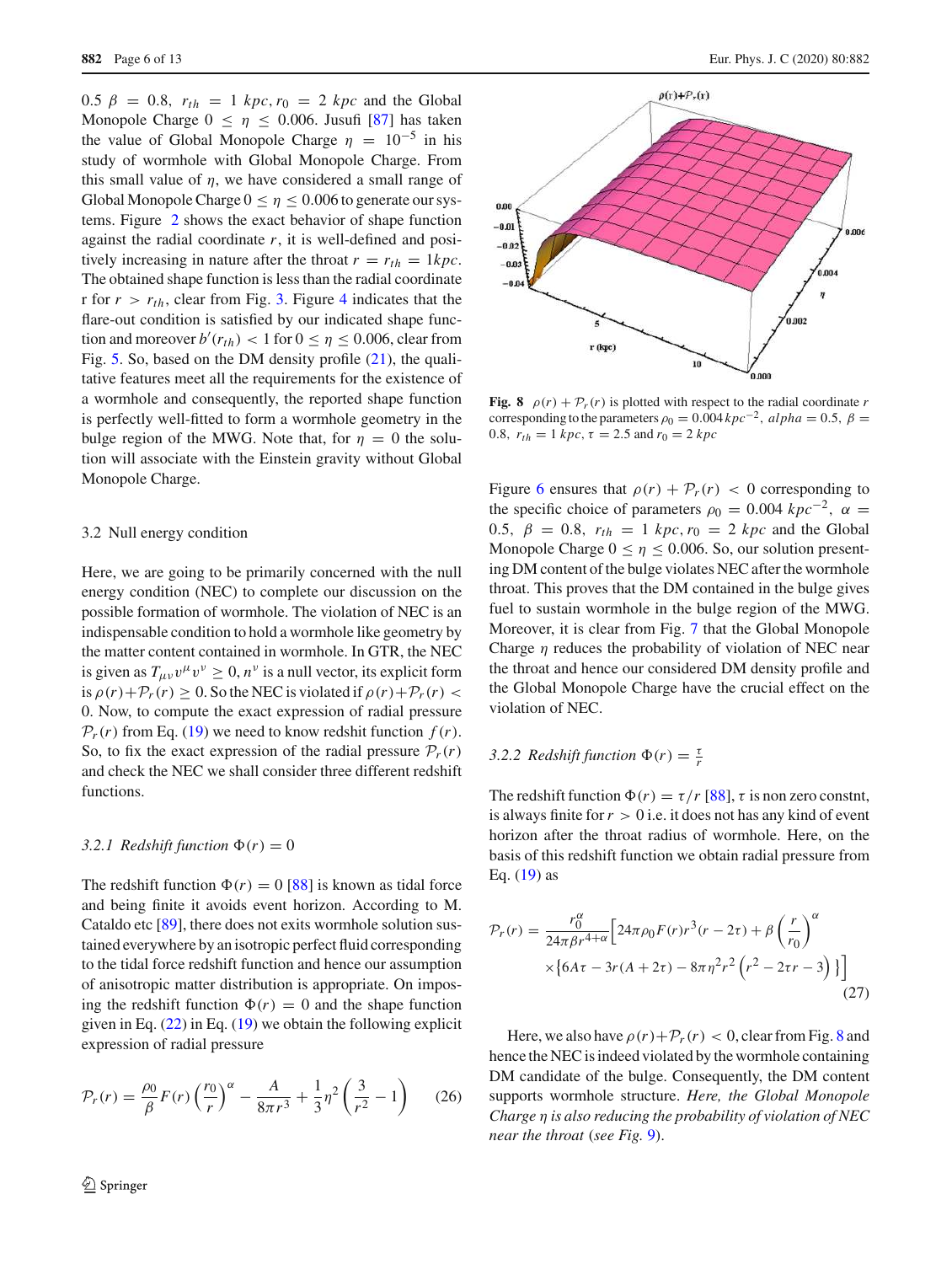0.5 $\beta = 0.8$, $r_{th} = 1\ kpc, r_0 = 2\ kpc$ and the Global Monopole Charge $0 \leq \eta \leq 0.006$. Jusufi [87] has taken the value of Global Monopole Charge $\eta = 10^{-5}$ in his study of wormhole with Global Monopole Charge. From this small value of $\eta$, we have considered a small range of Global Monopole Charge $0 \leq \eta \leq 0.006$ to generate our systems. Figure 2 shows the exact behavior of shape function against the radial coordinate $r$, it is well-defined and positively increasing in nature after the throat $r = r_{th} = 1kpc$. The obtained shape function is less than the radial coordinate r for $r > r_{th}$, clear from Fig. 3. Figure 4 indicates that the flare-out condition is satisfied by our indicated shape function and moreover $b'(r_{th}) < 1$ for $0 \leq \eta \leq 0.006$, clear from Fig. 5. So, based on the DM density profile (21), the qualitative features meet all the requirements for the existence of a wormhole and consequently, the reported shape function is perfectly well-fitted to form a wormhole geometry in the bulge region of the MWG. Note that, for $\eta = 0$ the solution will associate with the Einstein gravity without Global Monopole Charge.

### 3.2 Null energy condition

Here, we are going to be primarily concerned with the null energy condition (NEC) to complete our discussion on the possible formation of wormhole. The violation of NEC is an indispensable condition to hold a wormhole like geometry by the matter content contained in wormhole. In GTR, the NEC is given as $T_{\mu\nu}v^{\mu}v^{\nu} \geq 0, n^{\nu}$ is a null vector, its explicit form is $\rho(r)+\mathcal{P}_r(r) \geq 0$. So the NEC is violated if $\rho(r)+\mathcal{P}_r(r) < 0$. Now, to compute the exact expression of radial pressure $\mathcal{P}_r(r)$ from Eq. (19) we need to know redshift function $f(r)$. So, to fix the exact expression of the radial pressure $\mathcal{P}_r(r)$ and check the NEC we shall consider three different redshift functions.

#### *3.2.1 Redshift function $\Phi(r) = 0$*

The redshift function $\Phi(r) = 0$ [88] is known as tidal force and being finite it avoids event horizon. According to M. Cataldo etc [89], there does not exits wormhole solution sustained everywhere by an isotropic perfect fluid corresponding to the tidal force redshift function and hence our assumption of anisotropic matter distribution is appropriate. On imposing the redshift function $\Phi(r) = 0$ and the shape function given in Eq. (22) in Eq. (19) we obtain the following explicit expression of radial pressure

$$\mathcal{P}_r(r) = \frac{\rho_0}{\beta}F(r)\left(\frac{r_0}{r}\right)^{\alpha} - \frac{A}{8\pi r^3} + \frac{1}{3}\eta^2\left(\frac{3}{r^2} - 1\right) \tag{26}$$

Fig. 8 $\rho(r) + \mathcal{P}_r(r)$ is plotted with respect to the radial coordinate $r$ corresponding to the parameters $\rho_0 = 0.004\,kpc^{-2}$, $alpha = 0.5$, $\beta = 0.8$, $r_{th} = 1\ kpc$, $\tau = 2.5$ and $r_0 = 2\ kpc$

Figure 6 ensures that $\rho(r) + \mathcal{P}_r(r) < 0$ corresponding to the specific choice of parameters $\rho_0 = 0.004\ kpc^{-2}$, $\alpha = 0.5$, $\beta = 0.8$, $r_{th} = 1\ kpc, r_0 = 2\ kpc$ and the Global Monopole Charge $0 \leq \eta \leq 0.006$. So, our solution presenting DM content of the bulge violates NEC after the wormhole throat. This proves that the DM contained in the bulge gives fuel to sustain wormhole in the bulge region of the MWG. Moreover, it is clear from Fig. 7 that the Global Monopole Charge $\eta$ reduces the probability of violation of NEC near the throat and hence our considered DM density profile and the Global Monopole Charge have the crucial effect on the violation of NEC.

#### *3.2.2 Redshift function $\Phi(r) = \frac{\tau}{r}$*

The redshift function $\Phi(r) = \tau/r$ [88], $\tau$ is non zero constnt, is always finite for $r > 0$ i.e. it does not has any kind of event horizon after the throat radius of wormhole. Here, on the basis of this redshift function we obtain radial pressure from Eq. (19) as

$$\mathcal{P}_r(r) = \frac{r_0^{\alpha}}{24\pi\beta r^{4+\alpha}}\Big[24\pi\rho_0 F(r)r^3(r-2\tau) + \beta\left(\frac{r}{r_0}\right)^{\alpha} \times\left\{6A\tau - 3r(A+2\tau) - 8\pi\eta^2r^2\left(r^2 - 2\tau r - 3\right)\right\}\Big] \tag{27}$$

Here, we also have $\rho(r)+\mathcal{P}_r(r) < 0$, clear from Fig. 8 and hence the NEC is indeed violated by the wormhole containing DM candidate of the bulge. Consequently, the DM content supports wormhole structure. *Here, the Global Monopole Charge $\eta$ is also reducing the probability of violation of NEC near the throat (see Fig. 9).*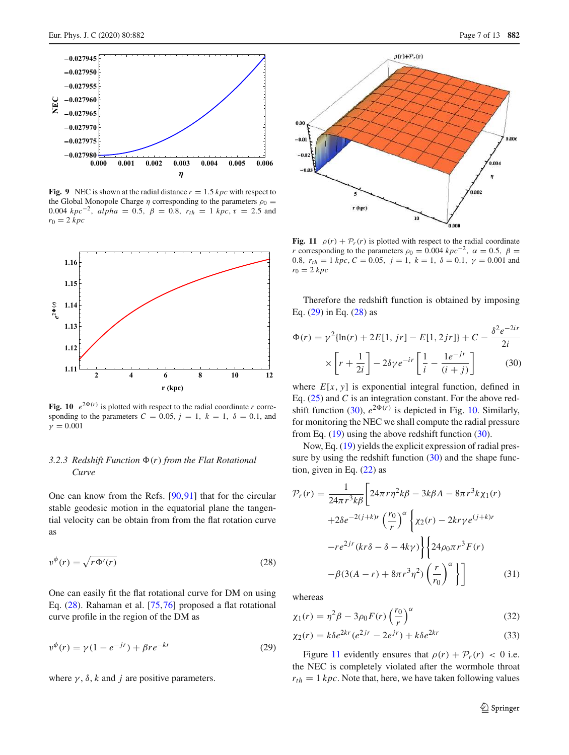**Fig. 9** NEC is shown at the radial distance $r = 1.5\,kpc$ with respect to the Global Monopole Charge $\eta$ corresponding to the parameters $\rho_0 = 0.004\,kpc^{-2}$, $alpha = 0.5$, $\beta = 0.8$, $r_{th} = 1\,kpc, \tau = 2.5$ and $r_0 = 2\,kpc$

**Fig. 10** $e^{2\Phi(r)}$ is plotted with respect to the radial coordinate $r$ corresponding to the parameters $C = 0.05$, $j = 1$, $k = 1$, $\delta = 0.1$, and $\gamma = 0.001$

#### 3.2.3 Redshift Function $\Phi(r)$ from the Flat Rotational Curve

One can know from the Refs. [90,91] that for the circular stable geodesic motion in the equatorial plane the tangential velocity can be obtain from from the flat rotation curve as

$$v^{\phi}(r) = \sqrt{r\Phi'(r)} \tag{28}$$

One can easily fit the flat rotational curve for DM on using Eq. (28). Rahaman et al. [75,76] proposed a flat rotational curve profile in the region of the DM as

$$v^{\phi}(r) = \gamma(1 - e^{-jr}) + \beta r e^{-kr} \tag{29}$$

where $\gamma$, $\delta$, $k$ and $j$ are positive parameters.

**Fig. 11** $\rho(r) + \mathcal{P}_r(r)$ is plotted with respect to the radial coordinate $r$ corresponding to the parameters $\rho_0 = 0.004\,kpc^{-2}$, $\alpha = 0.5$, $\beta = 0.8$, $r_{th} = 1\,kpc, C = 0.05$, $j = 1$, $k = 1$, $\delta = 0.1$, $\gamma = 0.001$ and $r_0 = 2\,kpc$

Therefore the redshift function is obtained by imposing Eq. (29) in Eq. (28) as

$$\Phi(r) = \gamma^2\{\ln(r) + 2E[1, jr] - E[1, 2jr]\} + C - \frac{\delta^2 e^{-2ir}}{2i} \times \left[r + \frac{1}{2i}\right] - 2\delta\gamma e^{-ir}\left[\frac{1}{i} - \frac{1e^{-jr}}{(i+j)}\right] \tag{30}$$

where $E[x, y]$ is exponential integral function, defined in Eq. (25) and $C$ is an integration constant. For the above redshift function (30), $e^{2\Phi(r)}$ is depicted in Fig. 10. Similarly, for monitoring the NEC we shall compute the radial pressure from Eq. (19) using the above redshift function (30).

Now, Eq. (19) yields the explicit expression of radial pressure by using the redshift function (30) and the shape function, given in Eq. (22) as

$$\begin{aligned}\mathcal{P}_r(r) = \frac{1}{24\pi r^3 k\beta}\Bigg[&24\pi r\eta^2 k\beta - 3k\beta A - 8\pi r^3 k\chi_1(r)\\ &+2\delta e^{-2(j+k)r}\left(\frac{r_0}{r}\right)^{\alpha}\Big\{\chi_2(r) - 2kr\gamma e^{(j+k)r}\\ &-re^{2jr}(kr\delta - \delta - 4k\gamma)\Big\}\Big\{24\rho_0\pi r^3 F(r)\\ &-\beta(3(A-r) + 8\pi r^3\eta^2)\left(\frac{r}{r_0}\right)^{\alpha}\Big\}\Bigg]\end{aligned} \tag{31}$$

whereas

$$\chi_1(r) = \eta^2\beta - 3\rho_0 F(r)\left(\frac{r_0}{r}\right)^{\alpha} \tag{32}$$

$$\chi_2(r) = k\delta e^{2kr}(e^{2jr} - 2e^{jr}) + k\delta e^{2kr} \tag{33}$$

Figure 11 evidently ensures that $\rho(r) + \mathcal{P}_r(r) < 0$ i.e. the NEC is completely violated after the wormhole throat $r_{th} = 1\,kpc$. Note that, here, we have taken following values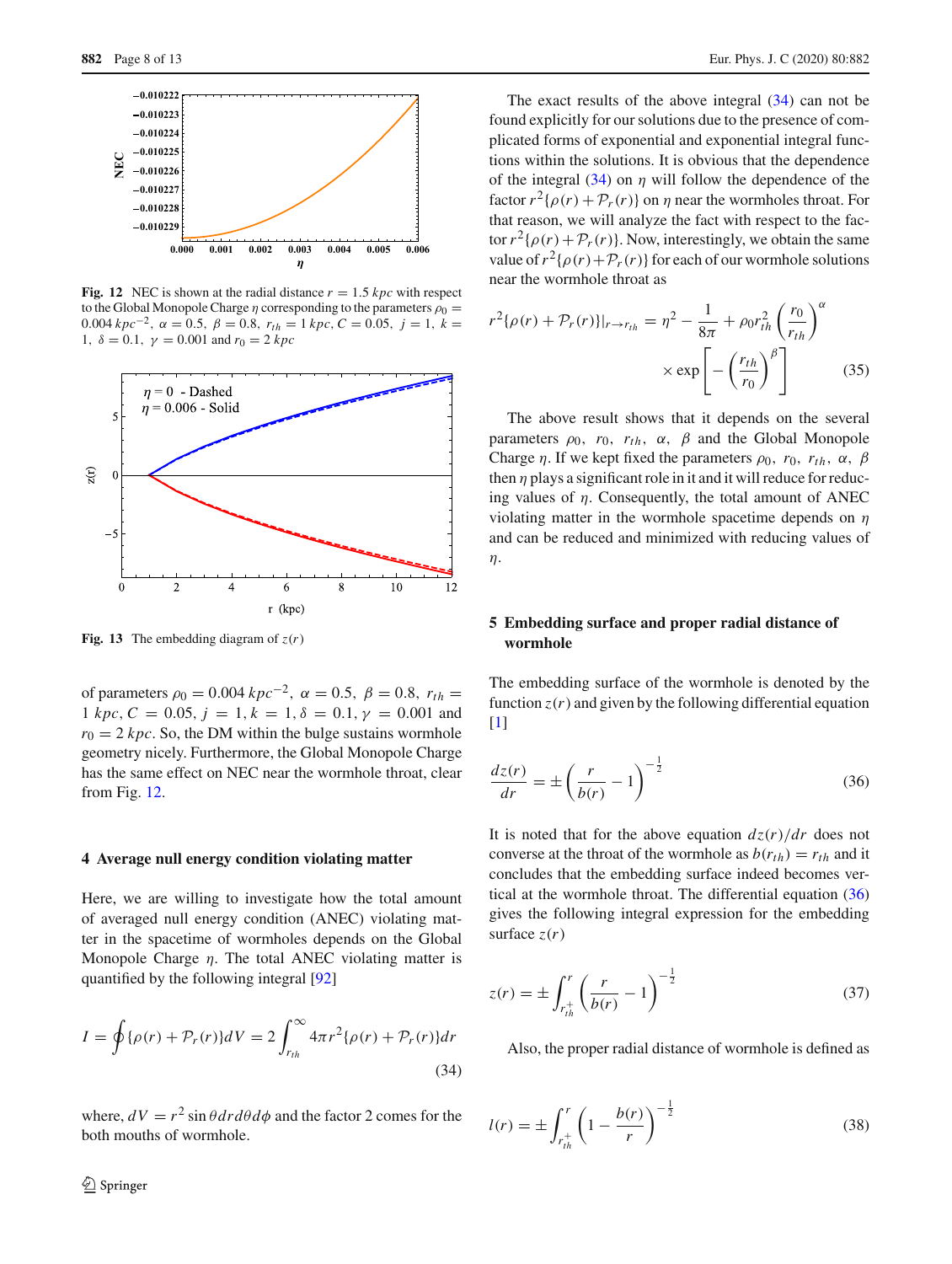Fig. 12 NEC is shown at the radial distance $r = 1.5\ kpc$ with respect to the Global Monopole Charge $\eta$ corresponding to the parameters $\rho_0 = 0.004\ kpc^{-2}$, $\alpha = 0.5$, $\beta = 0.8$, $r_{th} = 1\ kpc$, $C = 0.05$, $j = 1$, $k = 1$, $\delta = 0.1$, $\gamma = 0.001$ and $r_0 = 2\ kpc$

Fig. 13 The embedding diagram of $z(r)$

of parameters $\rho_0 = 0.004\ kpc^{-2}$, $\alpha = 0.5$, $\beta = 0.8$, $r_{th} = 1\ kpc$, $C = 0.05$, $j = 1, k = 1, \delta = 0.1, \gamma = 0.001$ and $r_0 = 2\ kpc$. So, the DM within the bulge sustains wormhole geometry nicely. Furthermore, the Global Monopole Charge has the same effect on NEC near the wormhole throat, clear from Fig. 12.

## 4 Average null energy condition violating matter

Here, we are willing to investigate how the total amount of averaged null energy condition (ANEC) violating matter in the spacetime of wormholes depends on the Global Monopole Charge $\eta$. The total ANEC violating matter is quantified by the following integral [92]

$$I = \oint \{\rho(r) + \mathcal{P}_r(r)\} dV = 2\int_{r_{th}}^{\infty} 4\pi r^2 \{\rho(r) + \mathcal{P}_r(r)\} dr \tag{34}$$

where, $dV = r^2 \sin\theta dr d\theta d\phi$ and the factor 2 comes for the both mouths of wormhole.

The exact results of the above integral (34) can not be found explicitly for our solutions due to the presence of complicated forms of exponential and exponential integral functions within the solutions. It is obvious that the dependence of the integral (34) on $\eta$ will follow the dependence of the factor $r^2\{\rho(r) + \mathcal{P}_r(r)\}$ on $\eta$ near the wormholes throat. For that reason, we will analyze the fact with respect to the factor $r^2\{\rho(r)+\mathcal{P}_r(r)\}$. Now, interestingly, we obtain the same value of $r^2\{\rho(r)+\mathcal{P}_r(r)\}$ for each of our wormhole solutions near the wormhole throat as

$$r^2\{\rho(r) + \mathcal{P}_r(r)\}|_{r\to r_{th}} = \eta^2 - \frac{1}{8\pi} + \rho_0 r_{th}^2 \left(\frac{r_0}{r_{th}}\right)^{\alpha} \times \exp\left[-\left(\frac{r_{th}}{r_0}\right)^{\beta}\right] \tag{35}$$

The above result shows that it depends on the several parameters $\rho_0$, $r_0$, $r_{th}$, $\alpha$, $\beta$ and the Global Monopole Charge $\eta$. If we kept fixed the parameters $\rho_0$, $r_0$, $r_{th}$, $\alpha$, $\beta$ then $\eta$ plays a significant role in it and it will reduce for reducing values of $\eta$. Consequently, the total amount of ANEC violating matter in the wormhole spacetime depends on $\eta$ and can be reduced and minimized with reducing values of $\eta$.

## 5 Embedding surface and proper radial distance of wormhole

The embedding surface of the wormhole is denoted by the function $z(r)$ and given by the following differential equation [1]

$$\frac{dz(r)}{dr} = \pm\left(\frac{r}{b(r)} - 1\right)^{-\frac{1}{2}} \tag{36}$$

It is noted that for the above equation $dz(r)/dr$ does not converse at the throat of the wormhole as $b(r_{th}) = r_{th}$ and it concludes that the embedding surface indeed becomes vertical at the wormhole throat. The differential equation (36) gives the following integral expression for the embedding surface $z(r)$

$$z(r) = \pm\int_{r_{th}^+}^{r} \left(\frac{r}{b(r)} - 1\right)^{-\frac{1}{2}} \tag{37}$$

Also, the proper radial distance of wormhole is defined as

$$l(r) = \pm\int_{r_{th}^+}^{r} \left(1 - \frac{b(r)}{r}\right)^{-\frac{1}{2}} \tag{38}$$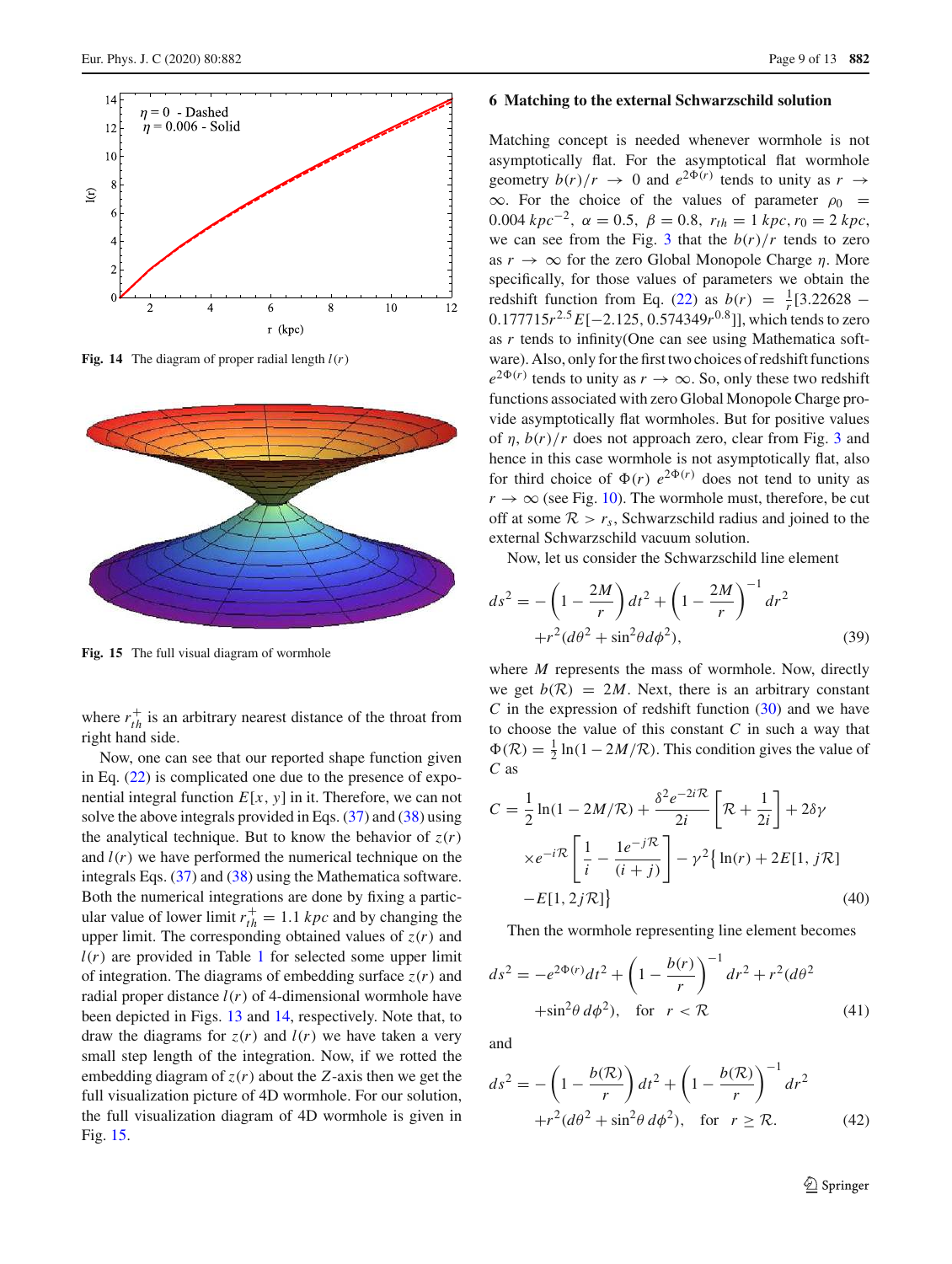Fig. 14 The diagram of proper radial length $l(r)$

Fig. 15 The full visual diagram of wormhole

where $r_{th}^{+}$ is an arbitrary nearest distance of the throat from right hand side.

Now, one can see that our reported shape function given in Eq. (22) is complicated one due to the presence of exponential integral function $E[x, y]$ in it. Therefore, we can not solve the above integrals provided in Eqs. (37) and (38) using the analytical technique. But to know the behavior of $z(r)$ and $l(r)$ we have performed the numerical technique on the integrals Eqs. (37) and (38) using the Mathematica software. Both the numerical integrations are done by fixing a particular value of lower limit $r_{th}^{+} = 1.1\ kpc$ and by changing the upper limit. The corresponding obtained values of $z(r)$ and $l(r)$ are provided in Table 1 for selected some upper limit of integration. The diagrams of embedding surface $z(r)$ and radial proper distance $l(r)$ of 4-dimensional wormhole have been depicted in Figs. 13 and 14, respectively. Note that, to draw the diagrams for $z(r)$ and $l(r)$ we have taken a very small step length of the integration. Now, if we rotted the embedding diagram of $z(r)$ about the $Z$-axis then we get the full visualization picture of 4D wormhole. For our solution, the full visualization diagram of 4D wormhole is given in Fig. 15.

## 6 Matching to the external Schwarzschild solution

Matching concept is needed whenever wormhole is not asymptotically flat. For the asymptotical flat wormhole geometry $b(r)/r \rightarrow 0$ and $e^{2\Phi(r)}$ tends to unity as $r \rightarrow \infty$. For the choice of the values of parameter $\rho_0 = 0.004\ kpc^{-2}$, $\alpha = 0.5$, $\beta = 0.8$, $r_{th} = 1\ kpc$, $r_0 = 2\ kpc$, we can see from the Fig. 3 that the $b(r)/r$ tends to zero as $r \rightarrow \infty$ for the zero Global Monopole Charge $\eta$. More specifically, for those values of parameters we obtain the redshift function from Eq. (22) as $b(r) = \frac{1}{r}[3.22628 - 0.177715 r^{2.5} E[-2.125, 0.574349 r^{0.8}]]$, which tends to zero as $r$ tends to infinity(One can see using Mathematica software). Also, only for the first two choices of redshift functions $e^{2\Phi(r)}$ tends to unity as $r \rightarrow \infty$. So, only these two redshift functions associated with zero Global Monopole Charge provide asymptotically flat wormholes. But for positive values of $\eta$, $b(r)/r$ does not approach zero, clear from Fig. 3 and hence in this case wormhole is not asymptotically flat, also for third choice of $\Phi(r)$ $e^{2\Phi(r)}$ does not tend to unity as $r \rightarrow \infty$ (see Fig. 10). The wormhole must, therefore, be cut off at some $\mathcal{R} > r_s$, Schwarzschild radius and joined to the external Schwarzschild vacuum solution.

Now, let us consider the Schwarzschild line element

$$ds^2 = -\left(1 - \frac{2M}{r}\right) dt^2 + \left(1 - \frac{2M}{r}\right)^{-1} dr^2 + r^2(d\theta^2 + \sin^2\theta d\phi^2), \tag{39}$$

where $M$ represents the mass of wormhole. Now, directly we get $b(\mathcal{R}) = 2M$. Next, there is an arbitrary constant $C$ in the expression of redshift function (30) and we have to choose the value of this constant $C$ in such a way that $\Phi(\mathcal{R}) = \frac{1}{2}\ln(1 - 2M/\mathcal{R})$. This condition gives the value of $C$ as

$$C = \frac{1}{2}\ln(1 - 2M/\mathcal{R}) + \frac{\delta^2 e^{-2i\mathcal{R}}}{2i}\left[\mathcal{R} + \frac{1}{2i}\right] + 2\delta\gamma \times e^{-i\mathcal{R}}\left[\frac{1}{i} - \frac{1e^{-j\mathcal{R}}}{(i+j)}\right] - \gamma^2\left\{\ln(r) + 2E[1, j\mathcal{R}] - E[1, 2j\mathcal{R}]\right\} \tag{40}$$

Then the wormhole representing line element becomes

$$ds^2 = -e^{2\Phi(r)}dt^2 + \left(1 - \frac{b(r)}{r}\right)^{-1} dr^2 + r^2(d\theta^2 + \sin^2\theta\, d\phi^2), \quad \text{for} \quad r < \mathcal{R} \tag{41}$$

and

$$ds^2 = -\left(1 - \frac{b(\mathcal{R})}{r}\right) dt^2 + \left(1 - \frac{b(\mathcal{R})}{r}\right)^{-1} dr^2 + r^2(d\theta^2 + \sin^2\theta\, d\phi^2), \quad \text{for} \quad r \geq \mathcal{R}. \tag{42}$$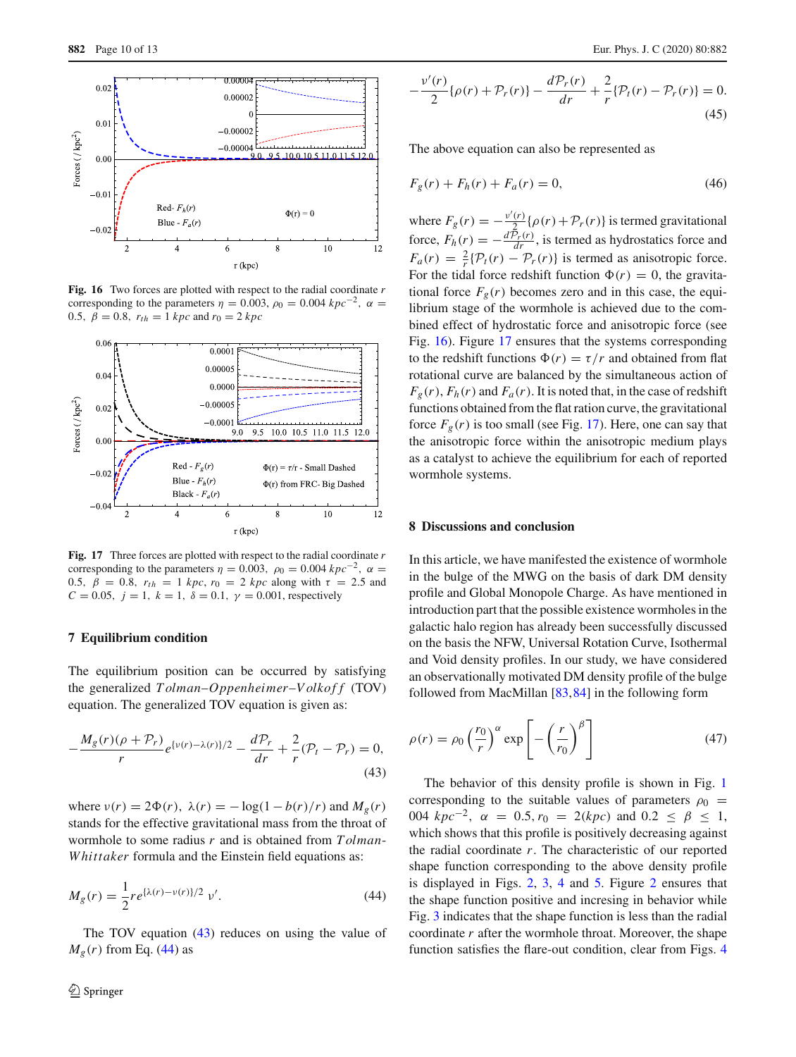Fig. 16 Two forces are plotted with respect to the radial coordinate $r$ corresponding to the parameters $\eta = 0.003$, $\rho_0 = 0.004\ kpc^{-2}$, $\alpha = 0.5$, $\beta = 0.8$, $r_{th} = 1\ kpc$ and $r_0 = 2\ kpc$

Fig. 17 Three forces are plotted with respect to the radial coordinate $r$ corresponding to the parameters $\eta = 0.003$, $\rho_0 = 0.004\ kpc^{-2}$, $\alpha = 0.5$, $\beta = 0.8$, $r_{th} = 1\ kpc$, $r_0 = 2\ kpc$ along with $\tau = 2.5$ and $C = 0.05$, $j = 1$, $k = 1$, $\delta = 0.1$, $\gamma = 0.001$, respectively

## 7 Equilibrium condition

The equilibrium position can be occurred by satisfying the generalized *Tolman–Oppenheimer–Volkoff* (TOV) equation. The generalized TOV equation is given as:

$$-\frac{M_g(r)(\rho + \mathcal{P}_r)}{r} e^{\{\nu(r)-\lambda(r)\}/2} - \frac{d\mathcal{P}_r}{dr} + \frac{2}{r}(\mathcal{P}_t - \mathcal{P}_r) = 0, \tag{43}$$

where $\nu(r) = 2\Phi(r)$, $\lambda(r) = -\log(1 - b(r)/r)$ and $M_g(r)$ stands for the effective gravitational mass from the throat of wormhole to some radius $r$ and is obtained from *Tolman-Whittaker* formula and the Einstein field equations as:

$$M_g(r) = \frac{1}{2} r e^{\{\lambda(r)-\nu(r)\}/2}\, \nu'. \tag{44}$$

The TOV equation (43) reduces on using the value of $M_g(r)$ from Eq. (44) as

$$-\frac{\nu'(r)}{2}\{\rho(r) + \mathcal{P}_r(r)\} - \frac{d\mathcal{P}_r(r)}{dr} + \frac{2}{r}\{\mathcal{P}_t(r) - \mathcal{P}_r(r)\} = 0. \tag{45}$$

The above equation can also be represented as

$$F_g(r) + F_h(r) + F_a(r) = 0, \tag{46}$$

where $F_g(r) = -\frac{\nu'(r)}{2}\{\rho(r) + \mathcal{P}_r(r)\}$ is termed gravitational force, $F_h(r) = -\frac{d\mathcal{P}_r(r)}{dr}$, is termed as hydrostatics force and $F_a(r) = \frac{2}{r}\{\mathcal{P}_t(r) - \mathcal{P}_r(r)\}$ is termed as anisotropic force. For the tidal force redshift function $\Phi(r) = 0$, the gravitational force $F_g(r)$ becomes zero and in this case, the equilibrium stage of the wormhole is achieved due to the combined effect of hydrostatic force and anisotropic force (see Fig. 16). Figure 17 ensures that the systems corresponding to the redshift functions $\Phi(r) = \tau/r$ and obtained from flat rotational curve are balanced by the simultaneous action of $F_g(r)$, $F_h(r)$ and $F_a(r)$. It is noted that, in the case of redshift functions obtained from the flat ration curve, the gravitational force $F_g(r)$ is too small (see Fig. 17). Here, one can say that the anisotropic force within the anisotropic medium plays as a catalyst to achieve the equilibrium for each of reported wormhole systems.

## 8 Discussions and conclusion

In this article, we have manifested the existence of wormhole in the bulge of the MWG on the basis of dark DM density profile and Global Monopole Charge. As have mentioned in introduction part that the possible existence wormholes in the galactic halo region has already been successfully discussed on the basis the NFW, Universal Rotation Curve, Isothermal and Void density profiles. In our study, we have considered an observationally motivated DM density profile of the bulge followed from MacMillan [83,84] in the following form

$$\rho(r) = \rho_0 \left(\frac{r_0}{r}\right)^{\alpha} \exp\left[-\left(\frac{r}{r_0}\right)^{\beta}\right] \tag{47}$$

The behavior of this density profile is shown in Fig. 1 corresponding to the suitable values of parameters $\rho_0 =$ 004 $kpc^{-2}$, $\alpha = 0.5, r_0 = 2(kpc)$ and $0.2 \le \beta \le 1$, which shows that this profile is positively decreasing against the radial coordinate $r$. The characteristic of our reported shape function corresponding to the above density profile is displayed in Figs. 2, 3, 4 and 5. Figure 2 ensures that the shape function positive and incresing in behavior while Fig. 3 indicates that the shape function is less than the radial coordinate $r$ after the wormhole throat. Moreover, the shape function satisfies the flare-out condition, clear from Figs. 4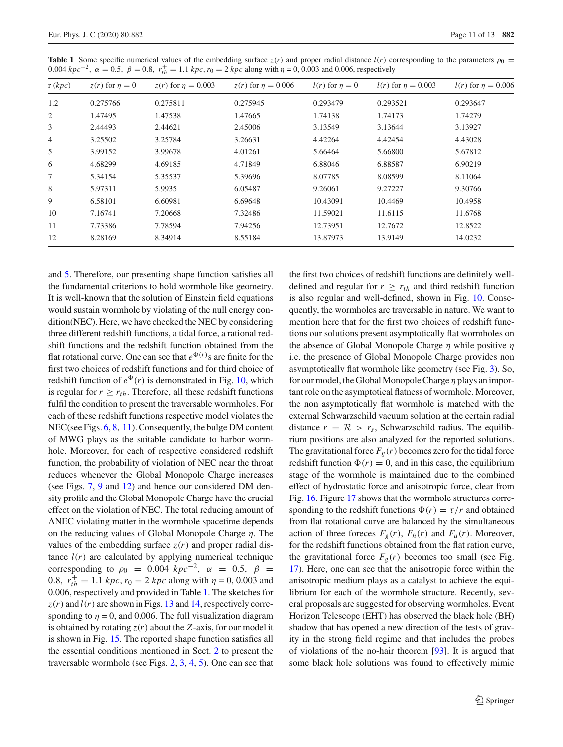**Table 1** Some specific numerical values of the embedding surface $z(r)$ and proper radial distance $l(r)$ corresponding to the parameters $\rho_0 = 0.004\ kpc^{-2}$, $\alpha = 0.5$, $\beta = 0.8$, $r_{th}^{+} = 1.1\ kpc$, $r_0 = 2\ kpc$ along with $\eta = 0$, 0.003 and 0.006, respectively

| r (*kpc*) | $z(r)$ for $\eta = 0$ | $z(r)$ for $\eta = 0.003$ | $z(r)$ for $\eta = 0.006$ | $l(r)$ for $\eta = 0$ | $l(r)$ for $\eta = 0.003$ | $l(r)$ for $\eta = 0.006$ |
|---|---|---|---|---|---|---|
| 1.2 | 0.275766 | 0.275811 | 0.275945 | 0.293479 | 0.293521 | 0.293647 |
| 2 | 1.47495 | 1.47538 | 1.47665 | 1.74138 | 1.74173 | 1.74279 |
| 3 | 2.44493 | 2.44621 | 2.45006 | 3.13549 | 3.13644 | 3.13927 |
| 4 | 3.25502 | 3.25784 | 3.26631 | 4.42264 | 4.42454 | 4.43028 |
| 5 | 3.99152 | 3.99678 | 4.01261 | 5.66464 | 5.66800 | 5.67812 |
| 6 | 4.68299 | 4.69185 | 4.71849 | 6.88046 | 6.88587 | 6.90219 |
| 7 | 5.34154 | 5.35537 | 5.39696 | 8.07785 | 8.08599 | 8.11064 |
| 8 | 5.97311 | 5.9935 | 6.05487 | 9.26061 | 9.27227 | 9.30766 |
| 9 | 6.58101 | 6.60981 | 6.69648 | 10.43091 | 10.4469 | 10.4958 |
| 10 | 7.16741 | 7.20668 | 7.32486 | 11.59021 | 11.6115 | 11.6768 |
| 11 | 7.73386 | 7.78594 | 7.94256 | 12.73951 | 12.7672 | 12.8522 |
| 12 | 8.28169 | 8.34914 | 8.55184 | 13.87973 | 13.9149 | 14.0232 |

and 5. Therefore, our presenting shape function satisfies all the fundamental criterions to hold wormhole like geometry. It is well-known that the solution of Einstein field equations would sustain wormhole by violating of the null energy condition(NEC). Here, we have checked the NEC by considering three different redshift functions, a tidal force, a rational redshift functions and the redshift function obtained from the flat rotational curve. One can see that $e^{\Phi(r)}$s are finite for the first two choices of redshift functions and for third choice of redshift function of $e^{\Phi}(r)$ is demonstrated in Fig. 10, which is regular for $r \geq r_{th}$. Therefore, all these redshift functions fulfil the condition to present the traversable wormholes. For each of these redshift functions respective model violates the NEC(see Figs. 6, 8, 11). Consequently, the bulge DM content of MWG plays as the suitable candidate to harbor wormhole. Moreover, for each of respective considered redshift function, the probability of violation of NEC near the throat reduces whenever the Global Monopole Charge increases (see Figs. 7, 9 and 12) and hence our considered DM density profile and the Global Monopole Charge have the crucial effect on the violation of NEC. The total reducing amount of ANEC violating matter in the wormhole spacetime depends on the reducing values of Global Monopole Charge $\eta$. The values of the embedding surface $z(r)$ and proper radial distance $l(r)$ are calculated by applying numerical technique corresponding to $\rho_0 = 0.004\ kpc^{-2}$, $\alpha = 0.5$, $\beta = 0.8$, $r_{th}^{+} = 1.1\ kpc$, $r_0 = 2\ kpc$ along with $\eta = 0$, 0.003 and 0.006, respectively and provided in Table 1. The sketches for $z(r)$ and $l(r)$ are shown in Figs. 13 and 14, respectively corresponding to $\eta = 0$, and 0.006. The full visualization diagram is obtained by rotating $z(r)$ about the $Z$-axis, for our model it is shown in Fig. 15. The reported shape function satisfies all the essential conditions mentioned in Sect. 2 to present the traversable wormhole (see Figs. 2, 3, 4, 5). One can see that the first two choices of redshift functions are definitely well-defined and regular for $r \geq r_{th}$ and third redshift function is also regular and well-defined, shown in Fig. 10. Consequently, the wormholes are traversable in nature. We want to mention here that for the first two choices of redshift functions our solutions present asymptotically flat wormholes on the absence of Global Monopole Charge $\eta$ while positive $\eta$ i.e. the presence of Global Monopole Charge provides non asymptotically flat wormhole like geometry (see Fig. 3). So, for our model, the Global Monopole Charge $\eta$ plays an important role on the asymptotical flatness of wormhole. Moreover, the non asymptotically flat wormhole is matched with the external Schwarzschild vacuum solution at the certain radial distance $r = \mathcal{R} > r_s$, Schwarzschild radius. The equilibrium positions are also analyzed for the reported solutions. The gravitational force $F_g(r)$ becomes zero for the tidal force redshift function $\Phi(r) = 0$, and in this case, the equilibrium stage of the wormhole is maintained due to the combined effect of hydrostatic force and anisotropic force, clear from Fig. 16. Figure 17 shows that the wormhole structures corresponding to the redshift functions $\Phi(r) = \tau/r$ and obtained from flat rotational curve are balanced by the simultaneous action of three foreces $F_g(r)$, $F_h(r)$ and $F_a(r)$. Moreover, for the redshift functions obtained from the flat ration curve, the gravitational force $F_g(r)$ becomes too small (see Fig. 17). Here, one can see that the anisotropic force within the anisotropic medium plays as a catalyst to achieve the equilibrium for each of the wormhole structure. Recently, several proposals are suggested for observing wormholes. Event Horizon Telescope (EHT) has observed the black hole (BH) shadow that has opened a new direction of the tests of gravity in the strong field regime and that includes the probes of violations of the no-hair theorem [93]. It is argued that some black hole solutions was found to effectively mimic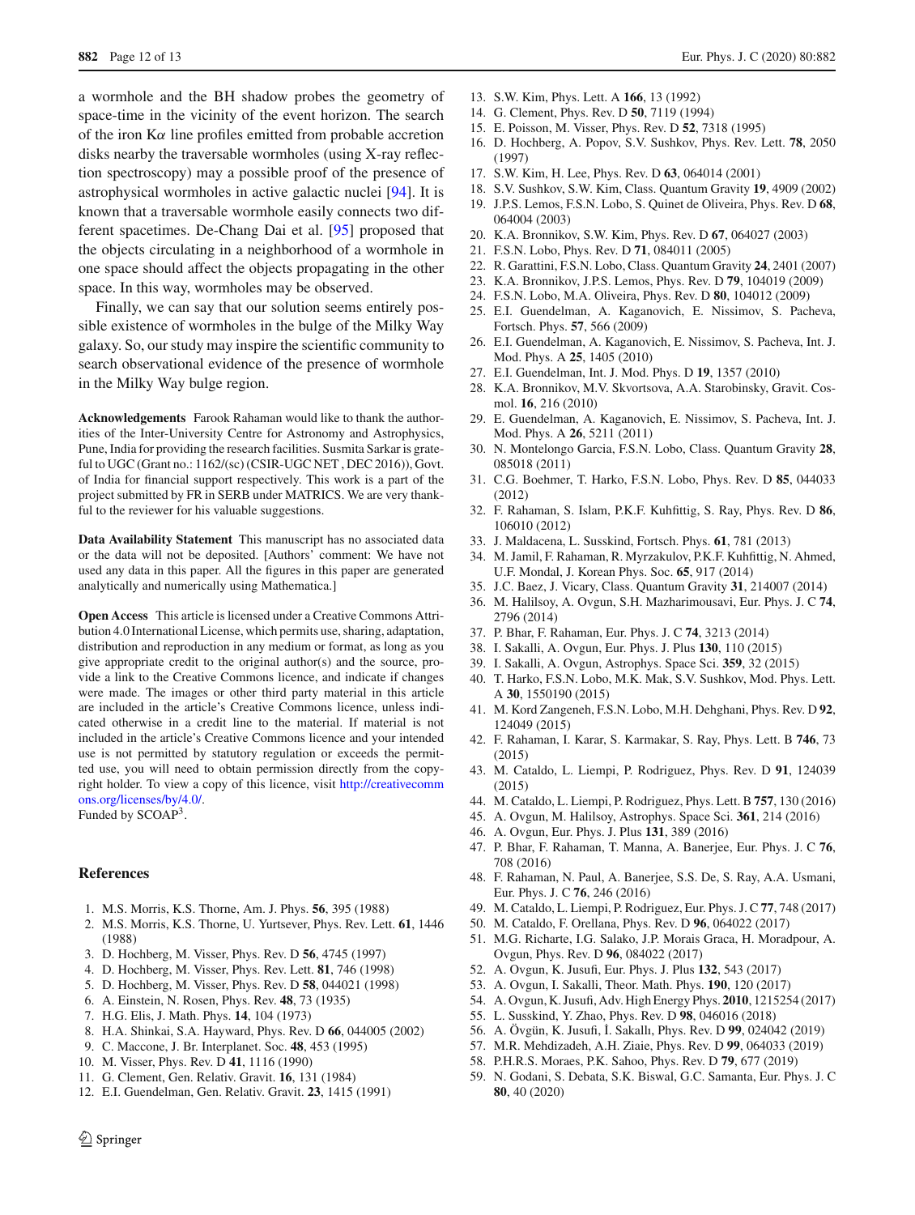a wormhole and the BH shadow probes the geometry of space-time in the vicinity of the event horizon. The search of the iron K$\alpha$ line profiles emitted from probable accretion disks nearby the traversable wormholes (using X-ray reflection spectroscopy) may a possible proof of the presence of astrophysical wormholes in active galactic nuclei [94]. It is known that a traversable wormhole easily connects two different spacetimes. De-Chang Dai et al. [95] proposed that the objects circulating in a neighborhood of a wormhole in one space should affect the objects propagating in the other space. In this way, wormholes may be observed.

Finally, we can say that our solution seems entirely possible existence of wormholes in the bulge of the Milky Way galaxy. So, our study may inspire the scientific community to search observational evidence of the presence of wormhole in the Milky Way bulge region.

**Acknowledgements** Farook Rahaman would like to thank the authorities of the Inter-University Centre for Astronomy and Astrophysics, Pune, India for providing the research facilities. Susmita Sarkar is grateful to UGC (Grant no.: 1162/(sc) (CSIR-UGC NET , DEC 2016)), Govt. of India for financial support respectively. This work is a part of the project submitted by FR in SERB under MATRICS. We are very thankful to the reviewer for his valuable suggestions.

**Data Availability Statement** This manuscript has no associated data or the data will not be deposited. [Authors' comment: We have not used any data in this paper. All the figures in this paper are generated analytically and numerically using Mathematica.]

**Open Access** This article is licensed under a Creative Commons Attribution 4.0 International License, which permits use, sharing, adaptation, distribution and reproduction in any medium or format, as long as you give appropriate credit to the original author(s) and the source, provide a link to the Creative Commons licence, and indicate if changes were made. The images or other third party material in this article are included in the article's Creative Commons licence, unless indicated otherwise in a credit line to the material. If material is not included in the article's Creative Commons licence and your intended use is not permitted by statutory regulation or exceeds the permitted use, you will need to obtain permission directly from the copyright holder. To view a copy of this licence, visit http://creativecommons.org/licenses/by/4.0/.
Funded by SCOAP[3].

## References

1. M.S. Morris, K.S. Thorne, Am. J. Phys. **56**, 395 (1988)
2. M.S. Morris, K.S. Thorne, U. Yurtsever, Phys. Rev. Lett. **61**, 1446 (1988)
3. D. Hochberg, M. Visser, Phys. Rev. D **56**, 4745 (1997)
4. D. Hochberg, M. Visser, Phys. Rev. Lett. **81**, 746 (1998)
5. D. Hochberg, M. Visser, Phys. Rev. D **58**, 044021 (1998)
6. A. Einstein, N. Rosen, Phys. Rev. **48**, 73 (1935)
7. H.G. Elis, J. Math. Phys. **14**, 104 (1973)
8. H.A. Shinkai, S.A. Hayward, Phys. Rev. D **66**, 044005 (2002)
9. C. Maccone, J. Br. Interplanet. Soc. **48**, 453 (1995)
10. M. Visser, Phys. Rev. D **41**, 1116 (1990)
11. G. Clement, Gen. Relativ. Gravit. **16**, 131 (1984)
12. E.I. Guendelman, Gen. Relativ. Gravit. **23**, 1415 (1991)
13. S.W. Kim, Phys. Lett. A **166**, 13 (1992)
14. G. Clement, Phys. Rev. D **50**, 7119 (1994)
15. E. Poisson, M. Visser, Phys. Rev. D **52**, 7318 (1995)
16. D. Hochberg, A. Popov, S.V. Sushkov, Phys. Rev. Lett. **78**, 2050 (1997)
17. S.W. Kim, H. Lee, Phys. Rev. D **63**, 064014 (2001)
18. S.V. Sushkov, S.W. Kim, Class. Quantum Gravity **19**, 4909 (2002)
19. J.P.S. Lemos, F.S.N. Lobo, S. Quinet de Oliveira, Phys. Rev. D **68**, 064004 (2003)
20. K.A. Bronnikov, S.W. Kim, Phys. Rev. D **67**, 064027 (2003)
21. F.S.N. Lobo, Phys. Rev. D **71**, 084011 (2005)
22. R. Garattini, F.S.N. Lobo, Class. Quantum Gravity **24**, 2401 (2007)
23. K.A. Bronnikov, J.P.S. Lemos, Phys. Rev. D **79**, 104019 (2009)
24. F.S.N. Lobo, M.A. Oliveira, Phys. Rev. D **80**, 104012 (2009)
25. E.I. Guendelman, A. Kaganovich, E. Nissimov, S. Pacheva, Fortsch. Phys. **57**, 566 (2009)
26. E.I. Guendelman, A. Kaganovich, E. Nissimov, S. Pacheva, Int. J. Mod. Phys. A **25**, 1405 (2010)
27. E.I. Guendelman, Int. J. Mod. Phys. D **19**, 1357 (2010)
28. K.A. Bronnikov, M.V. Skvortsova, A.A. Starobinsky, Gravit. Cosmol. **16**, 216 (2010)
29. E. Guendelman, A. Kaganovich, E. Nissimov, S. Pacheva, Int. J. Mod. Phys. A **26**, 5211 (2011)
30. N. Montelongo Garcia, F.S.N. Lobo, Class. Quantum Gravity **28**, 085018 (2011)
31. C.G. Boehmer, T. Harko, F.S.N. Lobo, Phys. Rev. D **85**, 044033 (2012)
32. F. Rahaman, S. Islam, P.K.F. Kuhfittig, S. Ray, Phys. Rev. D **86**, 106010 (2012)
33. J. Maldacena, L. Susskind, Fortsch. Phys. **61**, 781 (2013)
34. M. Jamil, F. Rahaman, R. Myrzakulov, P.K.F. Kuhfittig, N. Ahmed, U.F. Mondal, J. Korean Phys. Soc. **65**, 917 (2014)
35. J.C. Baez, J. Vicary, Class. Quantum Gravity **31**, 214007 (2014)
36. M. Halilsoy, A. Ovgun, S.H. Mazharimousavi, Eur. Phys. J. C **74**, 2796 (2014)
37. P. Bhar, F. Rahaman, Eur. Phys. J. C **74**, 3213 (2014)
38. I. Sakalli, A. Ovgun, Eur. Phys. J. Plus **130**, 110 (2015)
39. I. Sakalli, A. Ovgun, Astrophys. Space Sci. **359**, 32 (2015)
40. T. Harko, F.S.N. Lobo, M.K. Mak, S.V. Sushkov, Mod. Phys. Lett. A **30**, 1550190 (2015)
41. M. Kord Zangeneh, F.S.N. Lobo, M.H. Dehghani, Phys. Rev. D **92**, 124049 (2015)
42. F. Rahaman, I. Karar, S. Karmakar, S. Ray, Phys. Lett. B **746**, 73 (2015)
43. M. Cataldo, L. Liempi, P. Rodriguez, Phys. Rev. D **91**, 124039 (2015)
44. M. Cataldo, L. Liempi, P. Rodriguez, Phys. Lett. B **757**, 130 (2016)
45. A. Ovgun, M. Halilsoy, Astrophys. Space Sci. **361**, 214 (2016)
46. A. Ovgun, Eur. Phys. J. Plus **131**, 389 (2016)
47. P. Bhar, F. Rahaman, T. Manna, A. Banerjee, Eur. Phys. J. C **76**, 708 (2016)
48. F. Rahaman, N. Paul, A. Banerjee, S.S. De, S. Ray, A.A. Usmani, Eur. Phys. J. C **76**, 246 (2016)
49. M. Cataldo, L. Liempi, P. Rodriguez, Eur. Phys. J. C **77**, 748 (2017)
50. M. Cataldo, F. Orellana, Phys. Rev. D **96**, 064022 (2017)
51. M.G. Richarte, I.G. Salako, J.P. Morais Graca, H. Moradpour, A. Ovgun, Phys. Rev. D **96**, 084022 (2017)
52. A. Ovgun, K. Jusufi, Eur. Phys. J. Plus **132**, 543 (2017)
53. A. Ovgun, I. Sakalli, Theor. Math. Phys. **190**, 120 (2017)
54. A. Ovgun, K. Jusufi, Adv. High Energy Phys. **2010**, 1215254 (2017)
55. L. Susskind, Y. Zhao, Phys. Rev. D **98**, 046016 (2018)
56. A. Övgün, K. Jusufi, İ. Sakallı, Phys. Rev. D **99**, 024042 (2019)
57. M.R. Mehdizadeh, A.H. Ziaie, Phys. Rev. D **99**, 064033 (2019)
58. P.H.R.S. Moraes, P.K. Sahoo, Phys. Rev. D **79**, 677 (2019)
59. N. Godani, S. Debata, S.K. Biswal, G.C. Samanta, Eur. Phys. J. C **80**, 40 (2020)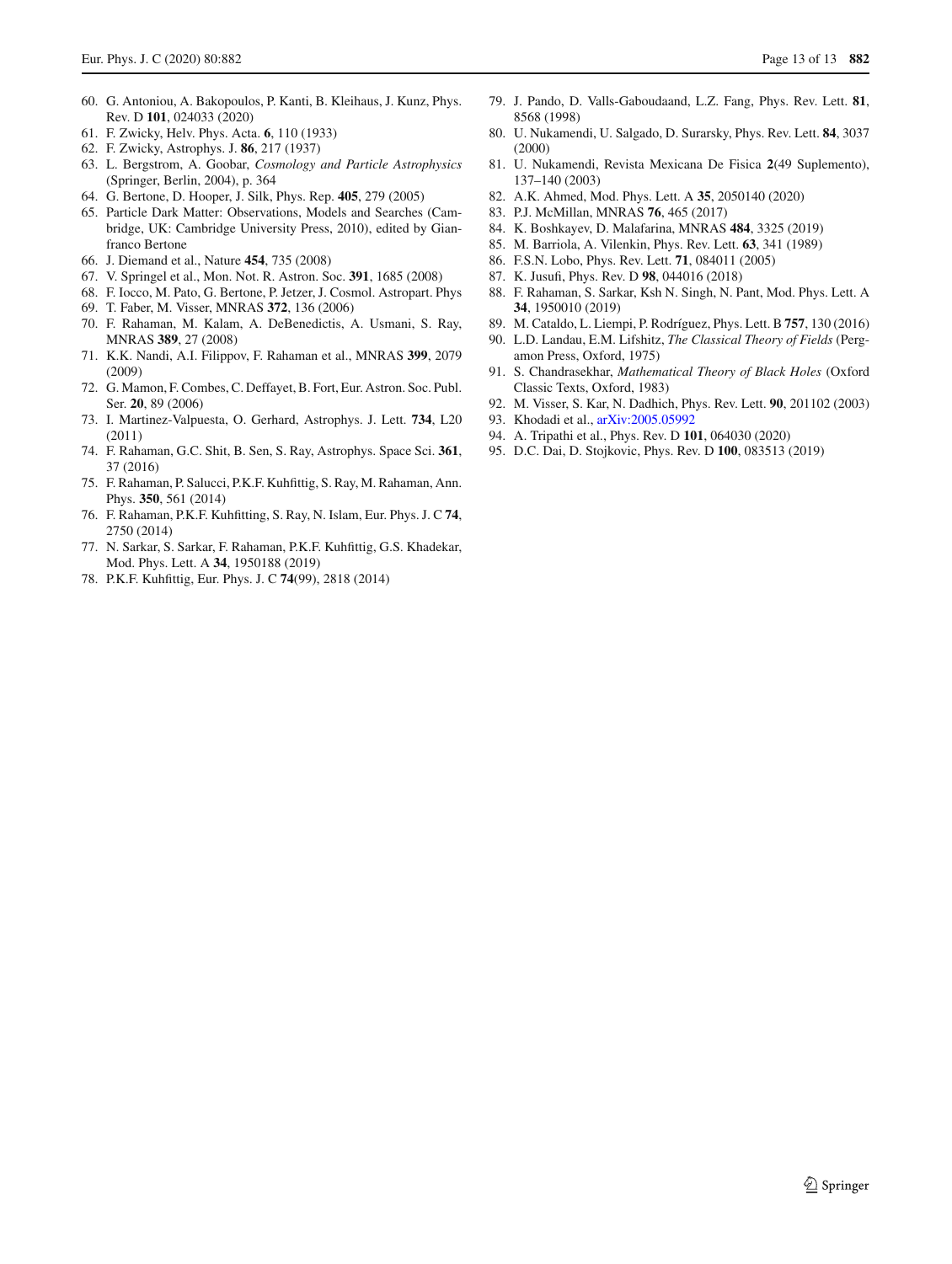60. G. Antoniou, A. Bakopoulos, P. Kanti, B. Kleihaus, J. Kunz, Phys. Rev. D **101**, 024033 (2020)
61. F. Zwicky, Helv. Phys. Acta. **6**, 110 (1933)
62. F. Zwicky, Astrophys. J. **86**, 217 (1937)
63. L. Bergstrom, A. Goobar, *Cosmology and Particle Astrophysics* (Springer, Berlin, 2004), p. 364
64. G. Bertone, D. Hooper, J. Silk, Phys. Rep. **405**, 279 (2005)
65. Particle Dark Matter: Observations, Models and Searches (Cambridge, UK: Cambridge University Press, 2010), edited by Gianfranco Bertone
66. J. Diemand et al., Nature **454**, 735 (2008)
67. V. Springel et al., Mon. Not. R. Astron. Soc. **391**, 1685 (2008)
68. F. Iocco, M. Pato, G. Bertone, P. Jetzer, J. Cosmol. Astropart. Phys
69. T. Faber, M. Visser, MNRAS **372**, 136 (2006)
70. F. Rahaman, M. Kalam, A. DeBenedictis, A. Usmani, S. Ray, MNRAS **389**, 27 (2008)
71. K.K. Nandi, A.I. Filippov, F. Rahaman et al., MNRAS **399**, 2079 (2009)
72. G. Mamon, F. Combes, C. Deffayet, B. Fort, Eur. Astron. Soc. Publ. Ser. **20**, 89 (2006)
73. I. Martinez-Valpuesta, O. Gerhard, Astrophys. J. Lett. **734**, L20 (2011)
74. F. Rahaman, G.C. Shit, B. Sen, S. Ray, Astrophys. Space Sci. **361**, 37 (2016)
75. F. Rahaman, P. Salucci, P.K.F. Kuhfittig, S. Ray, M. Rahaman, Ann. Phys. **350**, 561 (2014)
76. F. Rahaman, P.K.F. Kuhfitting, S. Ray, N. Islam, Eur. Phys. J. C **74**, 2750 (2014)
77. N. Sarkar, S. Sarkar, F. Rahaman, P.K.F. Kuhfittig, G.S. Khadekar, Mod. Phys. Lett. A **34**, 1950188 (2019)
78. P.K.F. Kuhfittig, Eur. Phys. J. C **74**(99), 2818 (2014)
79. J. Pando, D. Valls-Gaboudaand, L.Z. Fang, Phys. Rev. Lett. **81**, 8568 (1998)
80. U. Nukamendi, U. Salgado, D. Surarsky, Phys. Rev. Lett. **84**, 3037 (2000)
81. U. Nukamendi, Revista Mexicana De Fisica **2**(49 Suplemento), 137–140 (2003)
82. A.K. Ahmed, Mod. Phys. Lett. A **35**, 2050140 (2020)
83. P.J. McMillan, MNRAS **76**, 465 (2017)
84. K. Boshkayev, D. Malafarina, MNRAS **484**, 3325 (2019)
85. M. Barriola, A. Vilenkin, Phys. Rev. Lett. **63**, 341 (1989)
86. F.S.N. Lobo, Phys. Rev. Lett. **71**, 084011 (2005)
87. K. Jusufi, Phys. Rev. D **98**, 044016 (2018)
88. F. Rahaman, S. Sarkar, Ksh N. Singh, N. Pant, Mod. Phys. Lett. A **34**, 1950010 (2019)
89. M. Cataldo, L. Liempi, P. Rodríguez, Phys. Lett. B **757**, 130 (2016)
90. L.D. Landau, E.M. Lifshitz, *The Classical Theory of Fields* (Pergamon Press, Oxford, 1975)
91. S. Chandrasekhar, *Mathematical Theory of Black Holes* (Oxford Classic Texts, Oxford, 1983)
92. M. Visser, S. Kar, N. Dadhich, Phys. Rev. Lett. **90**, 201102 (2003)
93. Khodadi et al., arXiv:2005.05992
94. A. Tripathi et al., Phys. Rev. D **101**, 064030 (2020)
95. D.C. Dai, D. Stojkovic, Phys. Rev. D **100**, 083513 (2019)